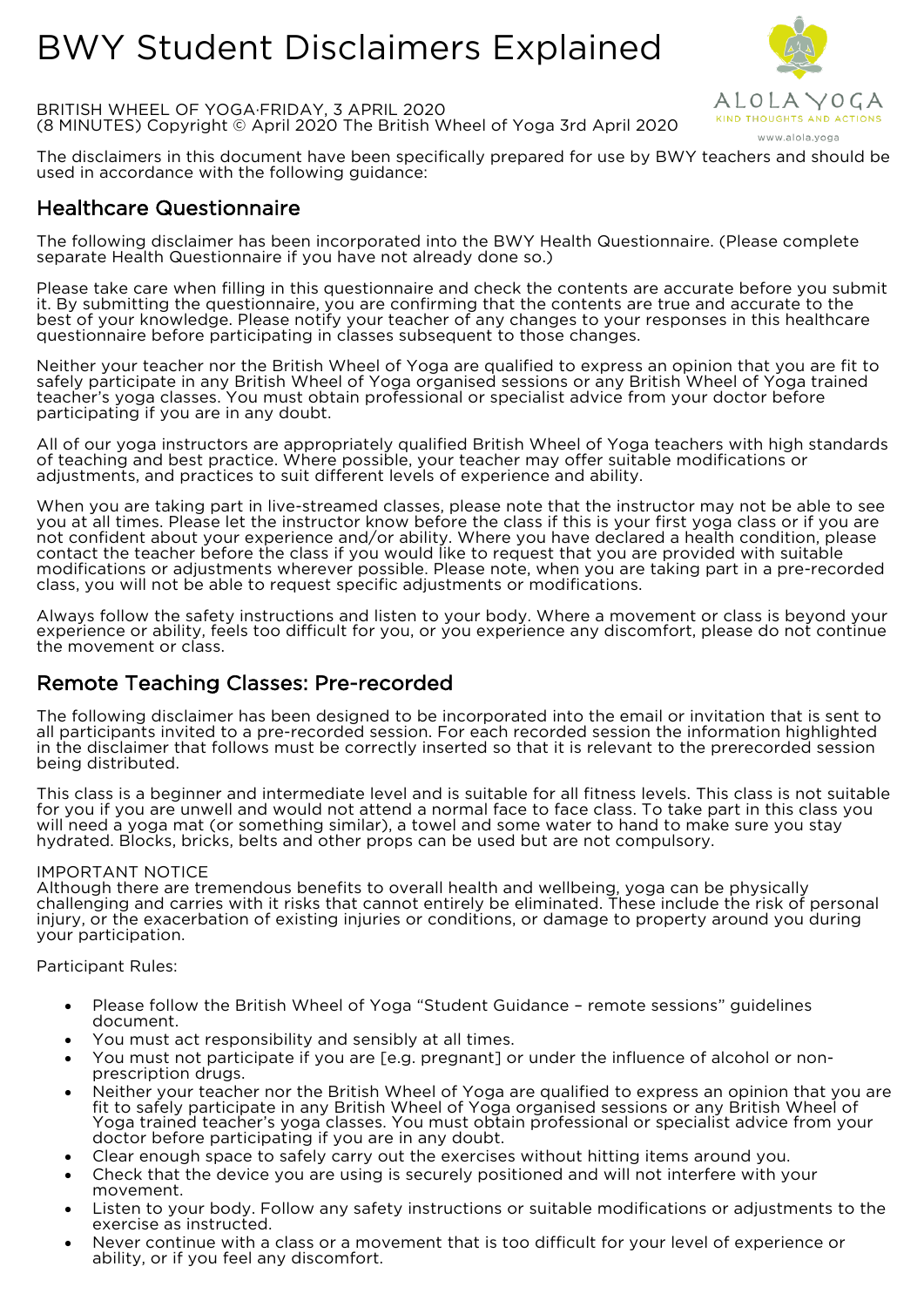# BWY Student Disclaimers Explained

BRITISH WHEEL OF YOGA·FRIDAY, 3 APRIL 2020
(8 MINUTES) Copyright © April 2020 The British Wheel of Yoga 3rd April 2020

ALOLA YOGA
KIND THOUGHTS AND ACTIONS
www.alola.yoga

The disclaimers in this document have been specifically prepared for use by BWY teachers and should be used in accordance with the following guidance:

## Healthcare Questionnaire

The following disclaimer has been incorporated into the BWY Health Questionnaire. (Please complete separate Health Questionnaire if you have not already done so.)

Please take care when filling in this questionnaire and check the contents are accurate before you submit it. By submitting the questionnaire, you are confirming that the contents are true and accurate to the best of your knowledge. Please notify your teacher of any changes to your responses in this healthcare questionnaire before participating in classes subsequent to those changes.

Neither your teacher nor the British Wheel of Yoga are qualified to express an opinion that you are fit to safely participate in any British Wheel of Yoga organised sessions or any British Wheel of Yoga trained teacher's yoga classes. You must obtain professional or specialist advice from your doctor before participating if you are in any doubt.

All of our yoga instructors are appropriately qualified British Wheel of Yoga teachers with high standards of teaching and best practice. Where possible, your teacher may offer suitable modifications or adjustments, and practices to suit different levels of experience and ability.

When you are taking part in live-streamed classes, please note that the instructor may not be able to see you at all times. Please let the instructor know before the class if this is your first yoga class or if you are not confident about your experience and/or ability. Where you have declared a health condition, please contact the teacher before the class if you would like to request that you are provided with suitable modifications or adjustments wherever possible. Please note, when you are taking part in a pre-recorded class, you will not be able to request specific adjustments or modifications.

Always follow the safety instructions and listen to your body. Where a movement or class is beyond your experience or ability, feels too difficult for you, or you experience any discomfort, please do not continue the movement or class.

## Remote Teaching Classes: Pre-recorded

The following disclaimer has been designed to be incorporated into the email or invitation that is sent to all participants invited to a pre-recorded session. For each recorded session the information highlighted in the disclaimer that follows must be correctly inserted so that it is relevant to the prerecorded session being distributed.

This class is a beginner and intermediate level and is suitable for all fitness levels. This class is not suitable for you if you are unwell and would not attend a normal face to face class. To take part in this class you will need a yoga mat (or something similar), a towel and some water to hand to make sure you stay hydrated. Blocks, bricks, belts and other props can be used but are not compulsory.

IMPORTANT NOTICE
Although there are tremendous benefits to overall health and wellbeing, yoga can be physically challenging and carries with it risks that cannot entirely be eliminated. These include the risk of personal injury, or the exacerbation of existing injuries or conditions, or damage to property around you during your participation.

Participant Rules:

- Please follow the British Wheel of Yoga "Student Guidance – remote sessions" guidelines document.
- You must act responsibility and sensibly at all times.
- You must not participate if you are [e.g. pregnant] or under the influence of alcohol or non-prescription drugs.
- Neither your teacher nor the British Wheel of Yoga are qualified to express an opinion that you are fit to safely participate in any British Wheel of Yoga organised sessions or any British Wheel of Yoga trained teacher's yoga classes. You must obtain professional or specialist advice from your doctor before participating if you are in any doubt.
- Clear enough space to safely carry out the exercises without hitting items around you.
- Check that the device you are using is securely positioned and will not interfere with your movement.
- Listen to your body. Follow any safety instructions or suitable modifications or adjustments to the exercise as instructed.
- Never continue with a class or a movement that is too difficult for your level of experience or ability, or if you feel any discomfort.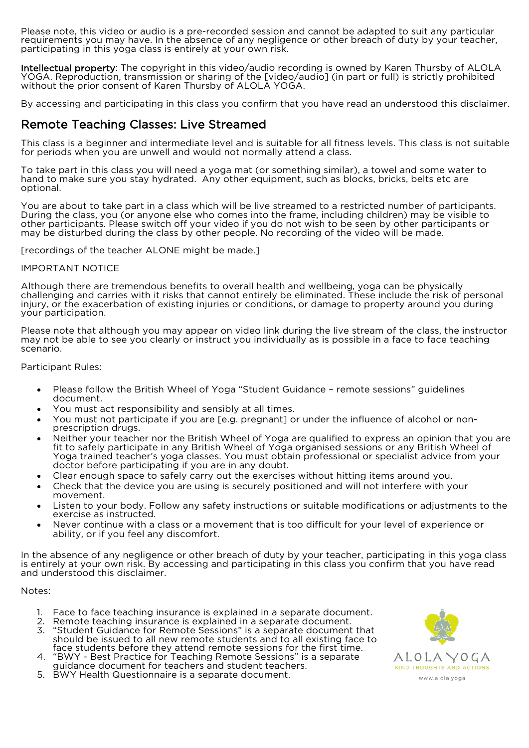Please note, this video or audio is a pre-recorded session and cannot be adapted to suit any particular requirements you may have. In the absence of any negligence or other breach of duty by your teacher, participating in this yoga class is entirely at your own risk.

**Intellectual property**: The copyright in this video/audio recording is owned by Karen Thursby of ALOLA YOGA. Reproduction, transmission or sharing of the [video/audio] (in part or full) is strictly prohibited without the prior consent of Karen Thursby of ALOLA YOGA.

By accessing and participating in this class you confirm that you have read an understood this disclaimer.

## Remote Teaching Classes: Live Streamed

This class is a beginner and intermediate level and is suitable for all fitness levels. This class is not suitable for periods when you are unwell and would not normally attend a class.

To take part in this class you will need a yoga mat (or something similar), a towel and some water to hand to make sure you stay hydrated. Any other equipment, such as blocks, bricks, belts etc are optional.

You are about to take part in a class which will be live streamed to a restricted number of participants. During the class, you (or anyone else who comes into the frame, including children) may be visible to other participants. Please switch off your video if you do not wish to be seen by other participants or may be disturbed during the class by other people. No recording of the video will be made.

[recordings of the teacher ALONE might be made.]

IMPORTANT NOTICE

Although there are tremendous benefits to overall health and wellbeing, yoga can be physically challenging and carries with it risks that cannot entirely be eliminated. These include the risk of personal injury, or the exacerbation of existing injuries or conditions, or damage to property around you during your participation.

Please note that although you may appear on video link during the live stream of the class, the instructor may not be able to see you clearly or instruct you individually as is possible in a face to face teaching scenario.

Participant Rules:

- Please follow the British Wheel of Yoga "Student Guidance – remote sessions" guidelines document.
- You must act responsibility and sensibly at all times.
- You must not participate if you are [e.g. pregnant] or under the influence of alcohol or non-prescription drugs.
- Neither your teacher nor the British Wheel of Yoga are qualified to express an opinion that you are fit to safely participate in any British Wheel of Yoga organised sessions or any British Wheel of Yoga trained teacher's yoga classes. You must obtain professional or specialist advice from your doctor before participating if you are in any doubt.
- Clear enough space to safely carry out the exercises without hitting items around you.
- Check that the device you are using is securely positioned and will not interfere with your movement.
- Listen to your body. Follow any safety instructions or suitable modifications or adjustments to the exercise as instructed.
- Never continue with a class or a movement that is too difficult for your level of experience or ability, or if you feel any discomfort.

In the absence of any negligence or other breach of duty by your teacher, participating in this yoga class is entirely at your own risk. By accessing and participating in this class you confirm that you have read and understood this disclaimer.

Notes:

1. Face to face teaching insurance is explained in a separate document.
2. Remote teaching insurance is explained in a separate document.
3. "Student Guidance for Remote Sessions" is a separate document that should be issued to all new remote students and to all existing face to face students before they attend remote sessions for the first time.
4. "BWY - Best Practice for Teaching Remote Sessions" is a separate guidance document for teachers and student teachers.
5. BWY Health Questionnaire is a separate document.

ALOLA YOGA
KIND THOUGHTS AND ACTIONS
www.alola.yoga